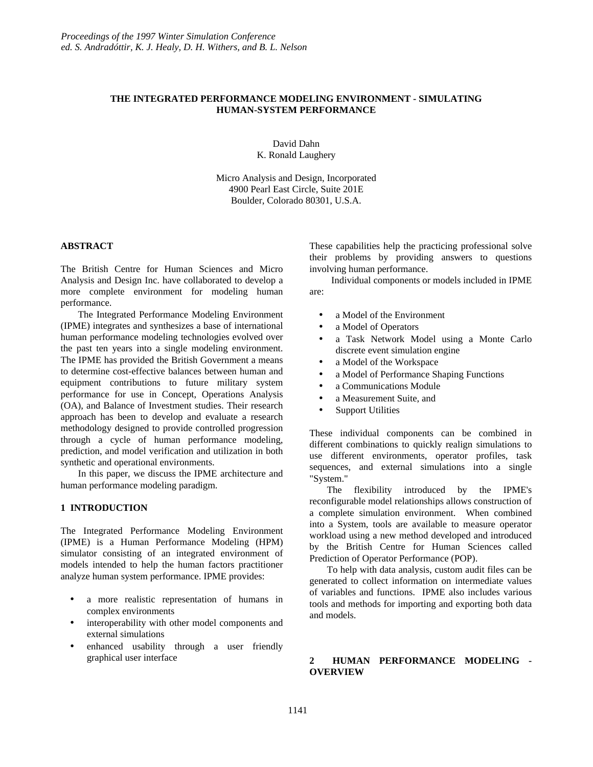# THE INTEGRATED PERFORMANCE MODELING ENVIRONMENT - SIMULATING HUMAN-SYSTEM PERFORMANCE

David Dahn
K. Ronald Laughery

Micro Analysis and Design, Incorporated
4900 Pearl East Circle, Suite 201E
Boulder, Colorado 80301, U.S.A.

## ABSTRACT

The British Centre for Human Sciences and Micro Analysis and Design Inc. have collaborated to develop a more complete environment for modeling human performance.

The Integrated Performance Modeling Environment (IPME) integrates and synthesizes a base of international human performance modeling technologies evolved over the past ten years into a single modeling environment. The IPME has provided the British Government a means to determine cost-effective balances between human and equipment contributions to future military system performance for use in Concept, Operations Analysis (OA), and Balance of Investment studies. Their research approach has been to develop and evaluate a research methodology designed to provide controlled progression through a cycle of human performance modeling, prediction, and model verification and utilization in both synthetic and operational environments.

In this paper, we discuss the IPME architecture and human performance modeling paradigm.

## 1 INTRODUCTION

The Integrated Performance Modeling Environment (IPME) is a Human Performance Modeling (HPM) simulator consisting of an integrated environment of models intended to help the human factors practitioner analyze human system performance. IPME provides:

- a more realistic representation of humans in complex environments
- interoperability with other model components and external simulations
- enhanced usability through a user friendly graphical user interface

These capabilities help the practicing professional solve their problems by providing answers to questions involving human performance.

Individual components or models included in IPME are:

- a Model of the Environment
- a Model of Operators
- a Task Network Model using a Monte Carlo discrete event simulation engine
- a Model of the Workspace
- a Model of Performance Shaping Functions
- a Communications Module
- a Measurement Suite, and
- Support Utilities

These individual components can be combined in different combinations to quickly realign simulations to use different environments, operator profiles, task sequences, and external simulations into a single "System."

The flexibility introduced by the IPME's reconfigurable model relationships allows construction of a complete simulation environment. When combined into a System, tools are available to measure operator workload using a new method developed and introduced by the British Centre for Human Sciences called Prediction of Operator Performance (POP).

To help with data analysis, custom audit files can be generated to collect information on intermediate values of variables and functions. IPME also includes various tools and methods for importing and exporting both data and models.

## 2 HUMAN PERFORMANCE MODELING - OVERVIEW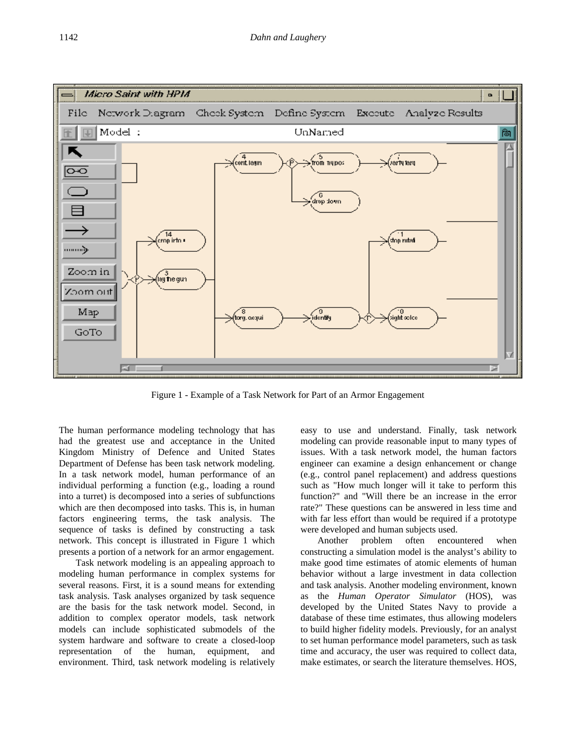Figure 1 - Example of a Task Network for Part of an Armor Engagement

The human performance modeling technology that has had the greatest use and acceptance in the United Kingdom Ministry of Defence and United States Department of Defense has been task network modeling. In a task network model, human performance of an individual performing a function (e.g., loading a round into a turret) is decomposed into a series of subfunctions which are then decomposed into tasks. This is, in human factors engineering terms, the task analysis. The sequence of tasks is defined by constructing a task network. This concept is illustrated in Figure 1 which presents a portion of a network for an armor engagement.

Task network modeling is an appealing approach to modeling human performance in complex systems for several reasons. First, it is a sound means for extending task analysis. Task analyses organized by task sequence are the basis for the task network model. Second, in addition to complex operator models, task network models can include sophisticated submodels of the system hardware and software to create a closed-loop representation of the human, equipment, and environment. Third, task network modeling is relatively easy to use and understand. Finally, task network modeling can provide reasonable input to many types of issues. With a task network model, the human factors engineer can examine a design enhancement or change (e.g., control panel replacement) and address questions such as "How much longer will it take to perform this function?" and "Will there be an increase in the error rate?" These questions can be answered in less time and with far less effort than would be required if a prototype were developed and human subjects used.

Another problem often encountered when constructing a simulation model is the analyst's ability to make good time estimates of atomic elements of human behavior without a large investment in data collection and task analysis. Another modeling environment, known as the *Human Operator Simulator* (HOS), was developed by the United States Navy to provide a database of these time estimates, thus allowing modelers to build higher fidelity models. Previously, for an analyst to set human performance model parameters, such as task time and accuracy, the user was required to collect data, make estimates, or search the literature themselves. HOS,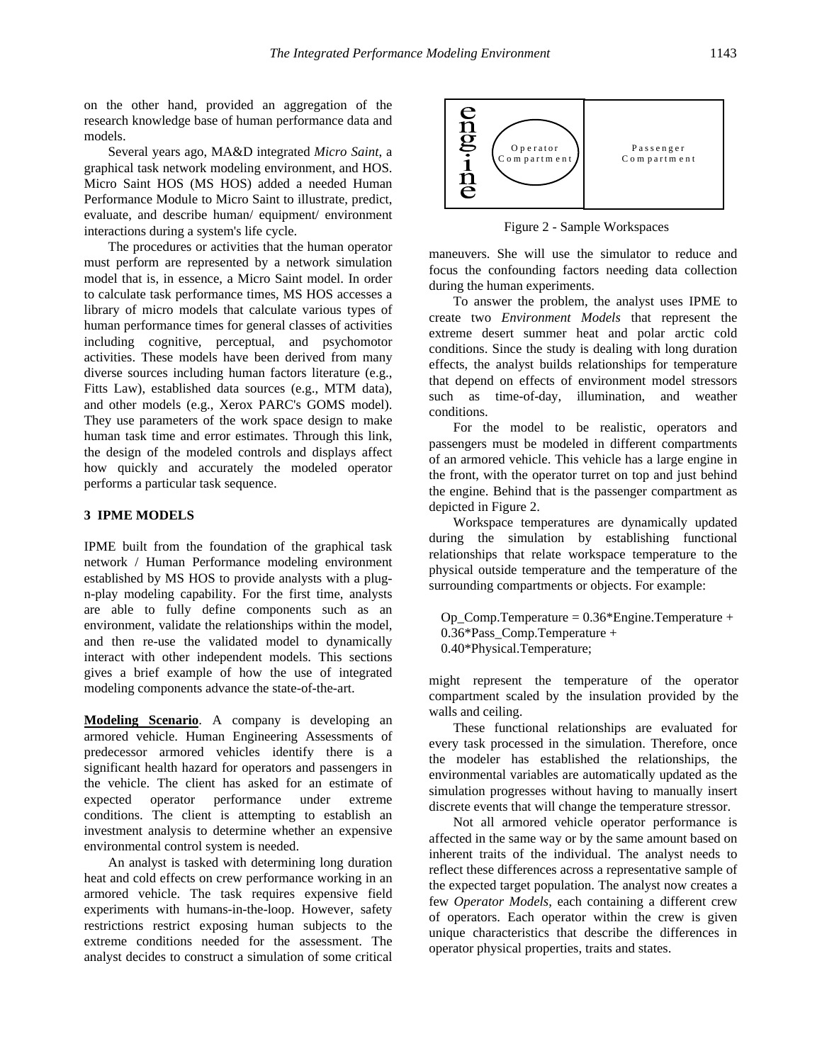on the other hand, provided an aggregation of the research knowledge base of human performance data and models.

Several years ago, MA&D integrated *Micro Saint*, a graphical task network modeling environment, and HOS. Micro Saint HOS (MS HOS) added a needed Human Performance Module to Micro Saint to illustrate, predict, evaluate, and describe human/ equipment/ environment interactions during a system's life cycle.

The procedures or activities that the human operator must perform are represented by a network simulation model that is, in essence, a Micro Saint model. In order to calculate task performance times, MS HOS accesses a library of micro models that calculate various types of human performance times for general classes of activities including cognitive, perceptual, and psychomotor activities. These models have been derived from many diverse sources including human factors literature (e.g., Fitts Law), established data sources (e.g., MTM data), and other models (e.g., Xerox PARC's GOMS model). They use parameters of the work space design to make human task time and error estimates. Through this link, the design of the modeled controls and displays affect how quickly and accurately the modeled operator performs a particular task sequence.

## 3 IPME MODELS

IPME built from the foundation of the graphical task network / Human Performance modeling environment established by MS HOS to provide analysts with a plug-n-play modeling capability. For the first time, analysts are able to fully define components such as an environment, validate the relationships within the model, and then re-use the validated model to dynamically interact with other independent models. This sections gives a brief example of how the use of integrated modeling components advance the state-of-the-art.

**Modeling Scenario**. A company is developing an armored vehicle. Human Engineering Assessments of predecessor armored vehicles identify there is a significant health hazard for operators and passengers in the vehicle. The client has asked for an estimate of expected operator performance under extreme conditions. The client is attempting to establish an investment analysis to determine whether an expensive environmental control system is needed.

An analyst is tasked with determining long duration heat and cold effects on crew performance working in an armored vehicle. The task requires expensive field experiments with humans-in-the-loop. However, safety restrictions restrict exposing human subjects to the extreme conditions needed for the assessment. The analyst decides to construct a simulation of some critical maneuvers. She will use the simulator to reduce and focus the confounding factors needing data collection during the human experiments.

| engine | Operator Compartment | Passenger Compartment |
|---|---|---|

Figure 2 - Sample Workspaces

To answer the problem, the analyst uses IPME to create two *Environment Models* that represent the extreme desert summer heat and polar arctic cold conditions. Since the study is dealing with long duration effects, the analyst builds relationships for temperature that depend on effects of environment model stressors such as time-of-day, illumination, and weather conditions.

For the model to be realistic, operators and passengers must be modeled in different compartments of an armored vehicle. This vehicle has a large engine in the front, with the operator turret on top and just behind the engine. Behind that is the passenger compartment as depicted in Figure 2.

Workspace temperatures are dynamically updated during the simulation by establishing functional relationships that relate workspace temperature to the physical outside temperature and the temperature of the surrounding compartments or objects. For example:

```
Op_Comp.Temperature = 0.36*Engine.Temperature +
0.36*Pass_Comp.Temperature +
0.40*Physical.Temperature;
```

might represent the temperature of the operator compartment scaled by the insulation provided by the walls and ceiling.

These functional relationships are evaluated for every task processed in the simulation. Therefore, once the modeler has established the relationships, the environmental variables are automatically updated as the simulation progresses without having to manually insert discrete events that will change the temperature stressor.

Not all armored vehicle operator performance is affected in the same way or by the same amount based on inherent traits of the individual. The analyst needs to reflect these differences across a representative sample of the expected target population. The analyst now creates a few *Operator Models*, each containing a different crew of operators. Each operator within the crew is given unique characteristics that describe the differences in operator physical properties, traits and states.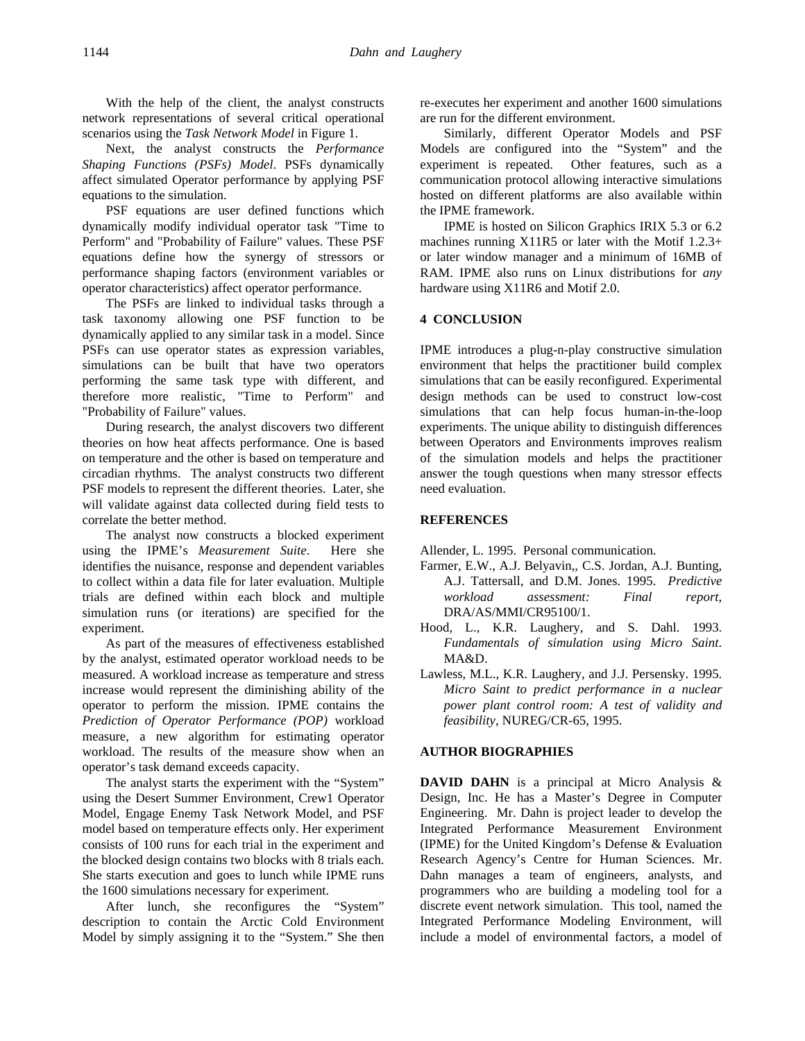With the help of the client, the analyst constructs network representations of several critical operational scenarios using the *Task Network Model* in Figure 1.

Next, the analyst constructs the *Performance Shaping Functions (PSFs) Model*. PSFs dynamically affect simulated Operator performance by applying PSF equations to the simulation.

PSF equations are user defined functions which dynamically modify individual operator task "Time to Perform" and "Probability of Failure" values. These PSF equations define how the synergy of stressors or performance shaping factors (environment variables or operator characteristics) affect operator performance.

The PSFs are linked to individual tasks through a task taxonomy allowing one PSF function to be dynamically applied to any similar task in a model. Since PSFs can use operator states as expression variables, simulations can be built that have two operators performing the same task type with different, and therefore more realistic, "Time to Perform" and "Probability of Failure" values.

During research, the analyst discovers two different theories on how heat affects performance. One is based on temperature and the other is based on temperature and circadian rhythms. The analyst constructs two different PSF models to represent the different theories. Later, she will validate against data collected during field tests to correlate the better method.

The analyst now constructs a blocked experiment using the IPME's *Measurement Suite*. Here she identifies the nuisance, response and dependent variables to collect within a data file for later evaluation. Multiple trials are defined within each block and multiple simulation runs (or iterations) are specified for the experiment.

As part of the measures of effectiveness established by the analyst, estimated operator workload needs to be measured. A workload increase as temperature and stress increase would represent the diminishing ability of the operator to perform the mission. IPME contains the *Prediction of Operator Performance (POP)* workload measure, a new algorithm for estimating operator workload. The results of the measure show when an operator's task demand exceeds capacity.

The analyst starts the experiment with the "System" using the Desert Summer Environment, Crew1 Operator Model, Engage Enemy Task Network Model, and PSF model based on temperature effects only. Her experiment consists of 100 runs for each trial in the experiment and the blocked design contains two blocks with 8 trials each. She starts execution and goes to lunch while IPME runs the 1600 simulations necessary for experiment.

After lunch, she reconfigures the "System" description to contain the Arctic Cold Environment Model by simply assigning it to the "System." She then re-executes her experiment and another 1600 simulations are run for the different environment.

Similarly, different Operator Models and PSF Models are configured into the "System" and the experiment is repeated. Other features, such as a communication protocol allowing interactive simulations hosted on different platforms are also available within the IPME framework.

IPME is hosted on Silicon Graphics IRIX 5.3 or 6.2 machines running X11R5 or later with the Motif 1.2.3+ or later window manager and a minimum of 16MB of RAM. IPME also runs on Linux distributions for *any* hardware using X11R6 and Motif 2.0.

## 4 CONCLUSION

IPME introduces a plug-n-play constructive simulation environment that helps the practitioner build complex simulations that can be easily reconfigured. Experimental design methods can be used to construct low-cost simulations that can help focus human-in-the-loop experiments. The unique ability to distinguish differences between Operators and Environments improves realism of the simulation models and helps the practitioner answer the tough questions when many stressor effects need evaluation.

## REFERENCES

Allender, L. 1995. Personal communication.

Farmer, E.W., A.J. Belyavin,, C.S. Jordan, A.J. Bunting, A.J. Tattersall, and D.M. Jones. 1995. *Predictive workload assessment: Final report*, DRA/AS/MMI/CR95100/1.

Hood, L., K.R. Laughery, and S. Dahl. 1993. *Fundamentals of simulation using Micro Saint*. MA&D.

Lawless, M.L., K.R. Laughery, and J.J. Persensky. 1995. *Micro Saint to predict performance in a nuclear power plant control room: A test of validity and feasibility*, NUREG/CR-65, 1995.

## AUTHOR BIOGRAPHIES

**DAVID DAHN** is a principal at Micro Analysis & Design, Inc. He has a Master's Degree in Computer Engineering. Mr. Dahn is project leader to develop the Integrated Performance Measurement Environment (IPME) for the United Kingdom's Defense & Evaluation Research Agency's Centre for Human Sciences. Mr. Dahn manages a team of engineers, analysts, and programmers who are building a modeling tool for a discrete event network simulation. This tool, named the Integrated Performance Modeling Environment, will include a model of environmental factors, a model of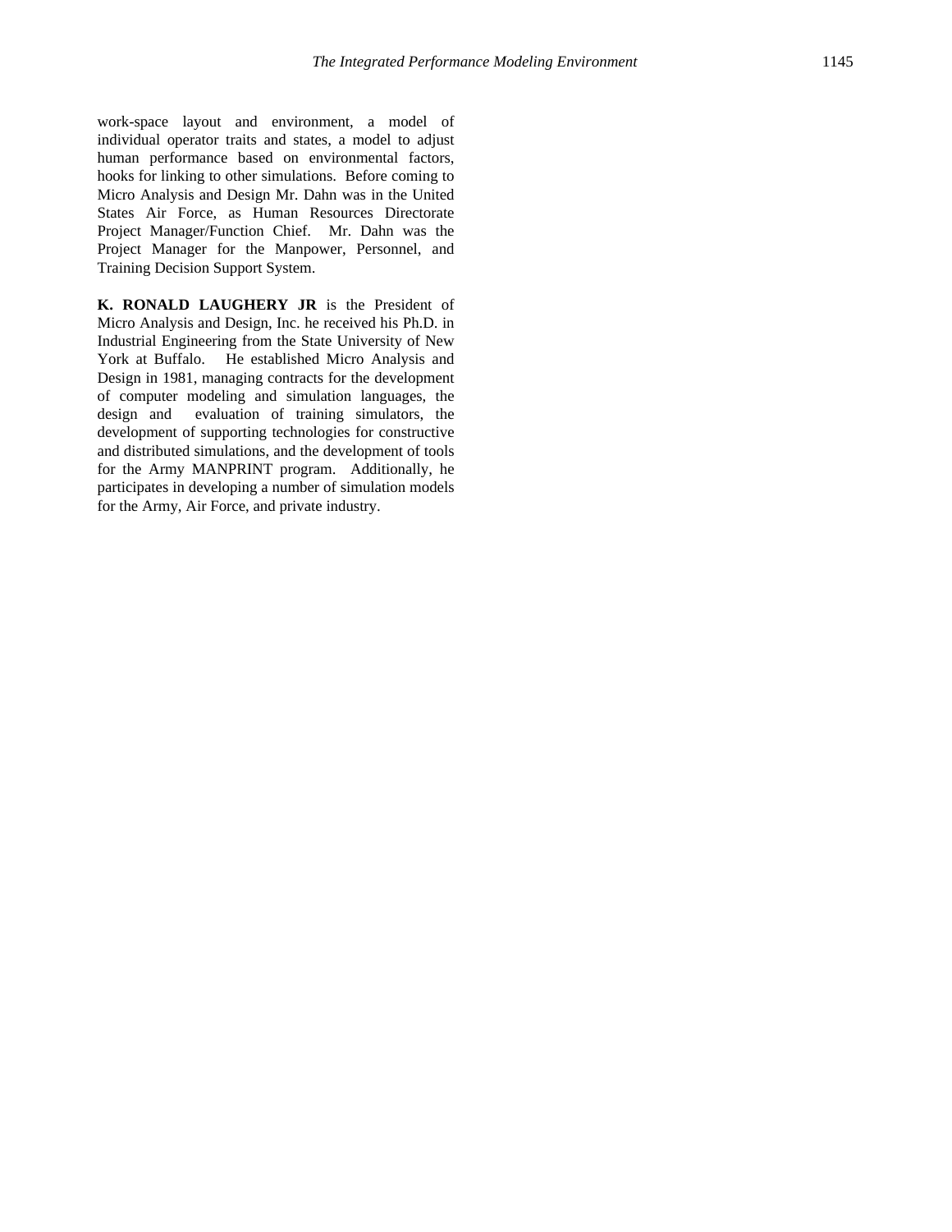work-space layout and environment, a model of individual operator traits and states, a model to adjust human performance based on environmental factors, hooks for linking to other simulations. Before coming to Micro Analysis and Design Mr. Dahn was in the United States Air Force, as Human Resources Directorate Project Manager/Function Chief. Mr. Dahn was the Project Manager for the Manpower, Personnel, and Training Decision Support System.

**K. RONALD LAUGHERY JR** is the President of Micro Analysis and Design, Inc. he received his Ph.D. in Industrial Engineering from the State University of New York at Buffalo. He established Micro Analysis and Design in 1981, managing contracts for the development of computer modeling and simulation languages, the design and evaluation of training simulators, the development of supporting technologies for constructive and distributed simulations, and the development of tools for the Army MANPRINT program. Additionally, he participates in developing a number of simulation models for the Army, Air Force, and private industry.